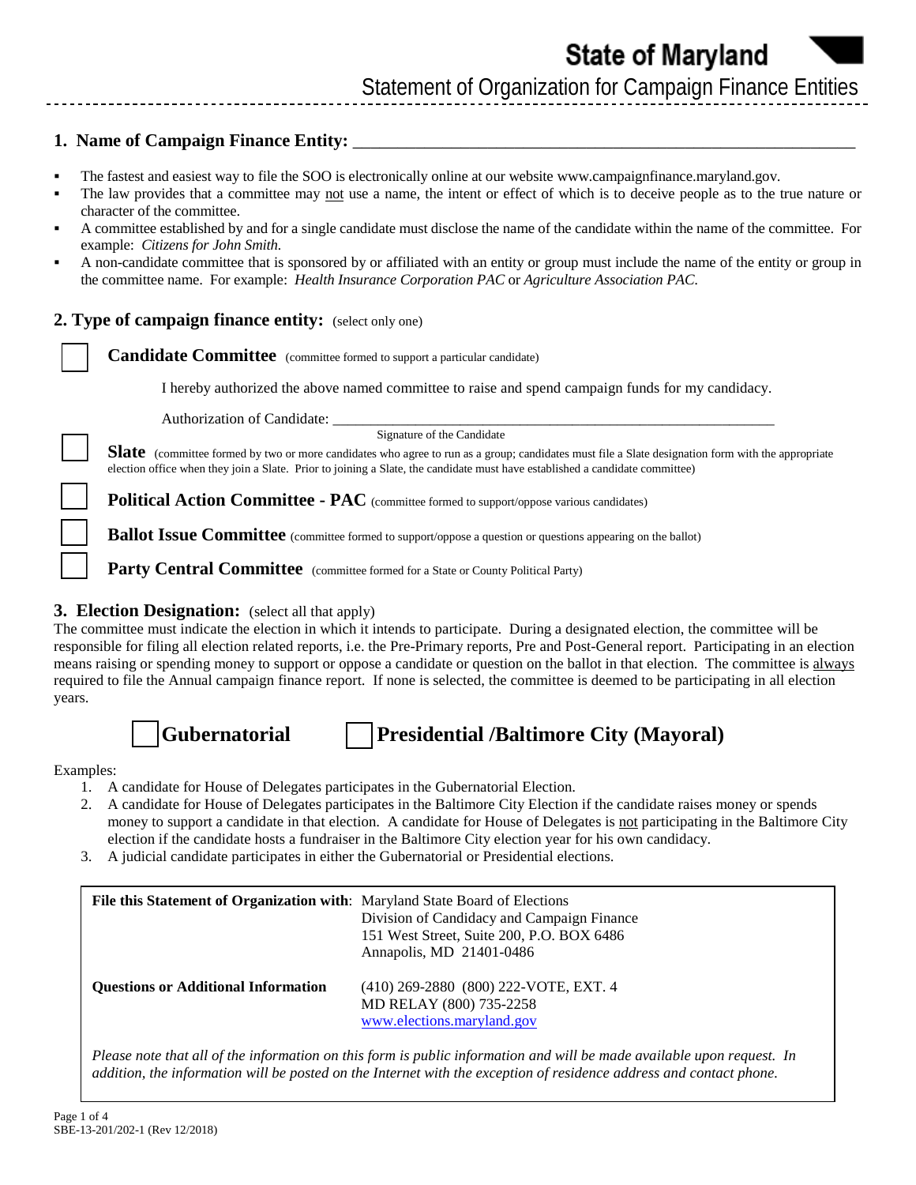# State of Maryland

## Statement of Organization for Campaign Finance Entities

**1. Name of Campaign Finance Entity:** ___________________________________________________________

- The fastest and easiest way to file the SOO is electronically online at our website www.campaignfinance.maryland.gov.
- The law provides that a committee may not use a name, the intent or effect of which is to deceive people as to the true nature or character of the committee.
- A committee established by and for a single candidate must disclose the name of the candidate within the name of the committee. For example: *Citizens for John Smith.*
- A non-candidate committee that is sponsored by or affiliated with an entity or group must include the name of the entity or group in the committee name. For example: *Health Insurance Corporation PAC* or *Agriculture Association PAC.*

**2. Type of campaign finance entity:** (select only one)

☐ **Candidate Committee** (committee formed to support a particular candidate)

I hereby authorized the above named committee to raise and spend campaign funds for my candidacy.

Authorization of Candidate: ___________________________________________________________
Signature of the Candidate

☐ **Slate** (committee formed by two or more candidates who agree to run as a group; candidates must file a Slate designation form with the appropriate election office when they join a Slate. Prior to joining a Slate, the candidate must have established a candidate committee)

☐ **Political Action Committee - PAC** (committee formed to support/oppose various candidates)

☐ **Ballot Issue Committee** (committee formed to support/oppose a question or questions appearing on the ballot)

☐ **Party Central Committee** (committee formed for a State or County Political Party)

**3. Election Designation:** (select all that apply)

The committee must indicate the election in which it intends to participate. During a designated election, the committee will be responsible for filing all election related reports, i.e. the Pre-Primary reports, Pre and Post-General report. Participating in an election means raising or spending money to support or oppose a candidate or question on the ballot in that election. The committee is always required to file the Annual campaign finance report. If none is selected, the committee is deemed to be participating in all election years.

☐ **Gubernatorial** ☐ **Presidential /Baltimore City (Mayoral)**

Examples:

1. A candidate for House of Delegates participates in the Gubernatorial Election.
2. A candidate for House of Delegates participates in the Baltimore City Election if the candidate raises money or spends money to support a candidate in that election. A candidate for House of Delegates is not participating in the Baltimore City election if the candidate hosts a fundraiser in the Baltimore City election year for his own candidacy.
3. A judicial candidate participates in either the Gubernatorial or Presidential elections.

| | |
|---|---|
| **File this Statement of Organization with**: | Maryland State Board of Elections<br>Division of Candidacy and Campaign Finance<br>151 West Street, Suite 200, P.O. BOX 6486<br>Annapolis, MD 21401-0486 |
| **Questions or Additional Information** | (410) 269-2880 (800) 222-VOTE, EXT. 4<br>MD RELAY (800) 735-2258<br>www.elections.maryland.gov |

*Please note that all of the information on this form is public information and will be made available upon request. In addition, the information will be posted on the Internet with the exception of residence address and contact phone.*

SBE-13-201/202-1 (Rev 12/2018)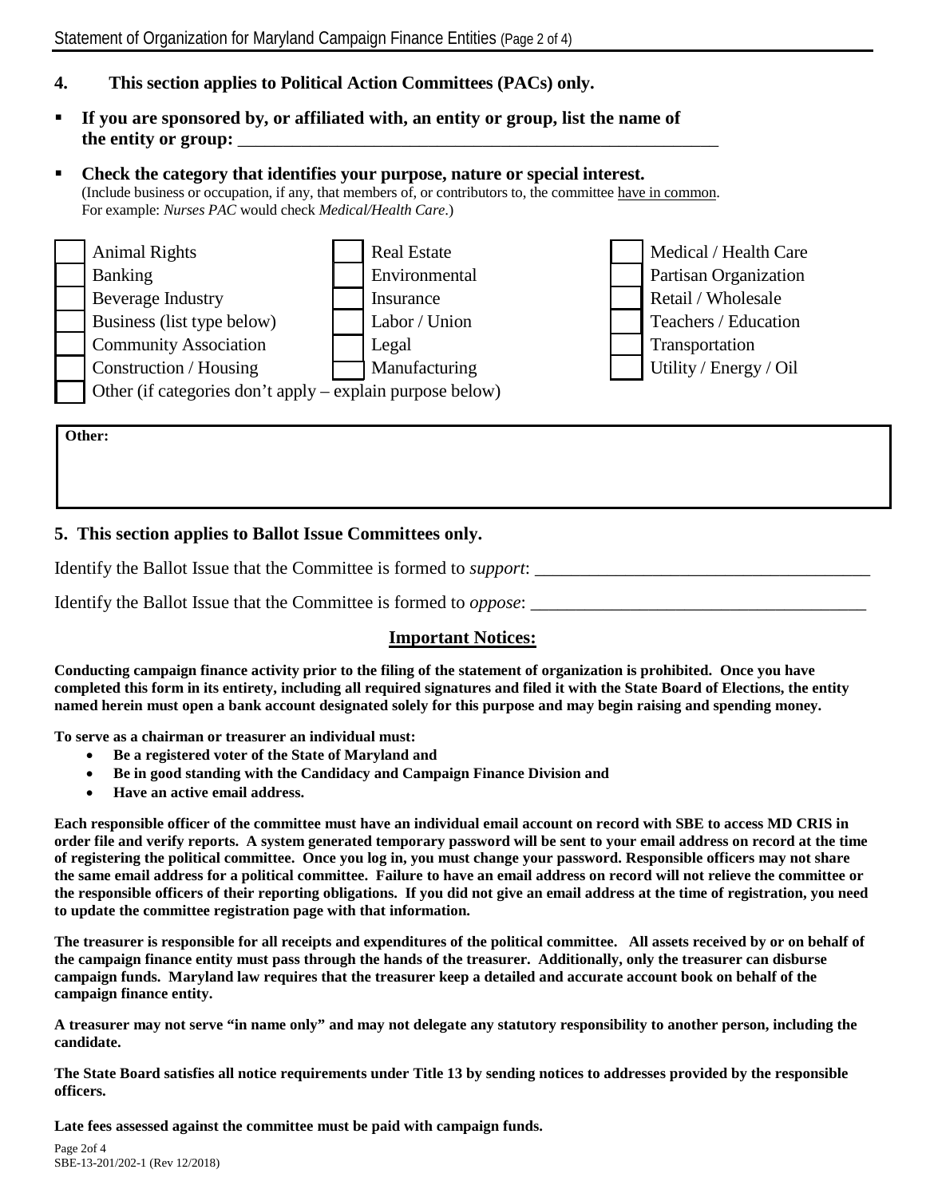## 4. This section applies to Political Action Committees (PACs) only.

- **If you are sponsored by, or affiliated with, an entity or group, list the name of the entity or group:** ________________________________________________________

- **Check the category that identifies your purpose, nature or special interest.**
  (Include business or occupation, if any, that members of, or contributors to, the committee have in common. For example: *Nurses PAC* would check *Medical/Health Care*.)

| | | |
|---|---|---|
| ☐ Animal Rights | ☐ Real Estate | ☐ Medical / Health Care |
| ☐ Banking | ☐ Environmental | ☐ Partisan Organization |
| ☐ Beverage Industry | ☐ Insurance | ☐ Retail / Wholesale |
| ☐ Business (list type below) | ☐ Labor / Union | ☐ Teachers / Education |
| ☐ Community Association | ☐ Legal | ☐ Transportation |
| ☐ Construction / Housing | ☐ Manufacturing | ☐ Utility / Energy / Oil |

☐ Other (if categories don't apply – explain purpose below)

**Other:**

## 5. This section applies to Ballot Issue Committees only.

Identify the Ballot Issue that the Committee is formed to *support*: ____________________________________

Identify the Ballot Issue that the Committee is formed to *oppose*: ____________________________________

## Important Notices:

**Conducting campaign finance activity prior to the filing of the statement of organization is prohibited. Once you have completed this form in its entirety, including all required signatures and filed it with the State Board of Elections, the entity named herein must open a bank account designated solely for this purpose and may begin raising and spending money.**

**To serve as a chairman or treasurer an individual must:**

- **Be a registered voter of the State of Maryland and**
- **Be in good standing with the Candidacy and Campaign Finance Division and**
- **Have an active email address.**

**Each responsible officer of the committee must have an individual email account on record with SBE to access MD CRIS in order file and verify reports. A system generated temporary password will be sent to your email address on record at the time of registering the political committee. Once you log in, you must change your password. Responsible officers may not share the same email address for a political committee. Failure to have an email address on record will not relieve the committee or the responsible officers of their reporting obligations. If you did not give an email address at the time of registration, you need to update the committee registration page with that information.**

**The treasurer is responsible for all receipts and expenditures of the political committee. All assets received by or on behalf of the campaign finance entity must pass through the hands of the treasurer. Additionally, only the treasurer can disburse campaign funds. Maryland law requires that the treasurer keep a detailed and accurate account book on behalf of the campaign finance entity.**

**A treasurer may not serve "in name only" and may not delegate any statutory responsibility to another person, including the candidate.**

**The State Board satisfies all notice requirements under Title 13 by sending notices to addresses provided by the responsible officers.**

**Late fees assessed against the committee must be paid with campaign funds.**

SBE-13-201/202-1 (Rev 12/2018)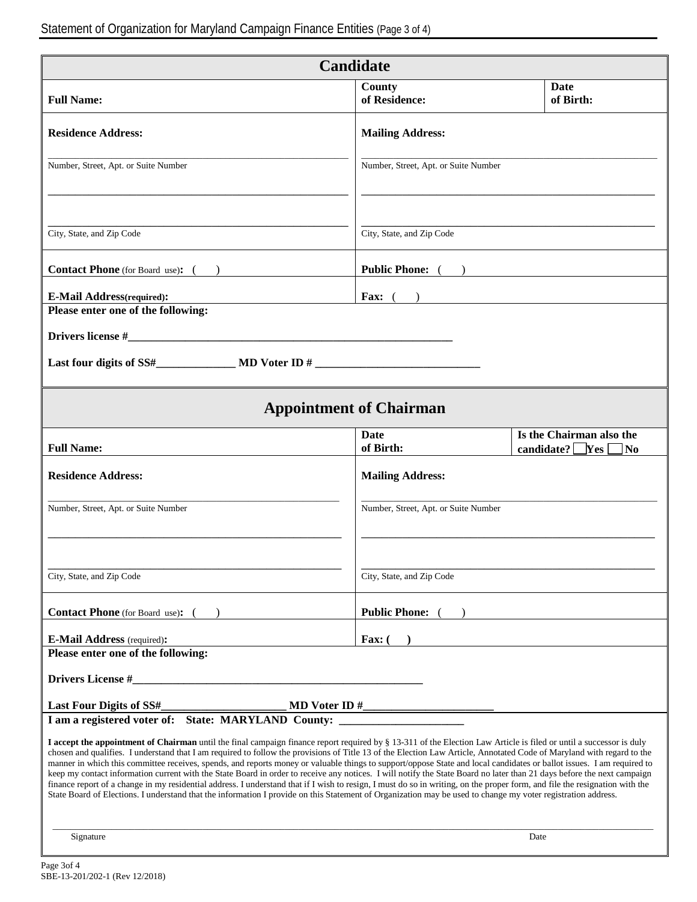## Candidate

| **Full Name:** | **County of Residence:** | **Date of Birth:** |
|---|---|---|

**Residence Address:**

_______________________________________
Number, Street, Apt. or Suite Number

_______________________________________

_______________________________________
City, State, and Zip Code

**Mailing Address:**

_______________________________________
Number, Street, Apt. or Suite Number

_______________________________________

_______________________________________
City, State, and Zip Code

| **Contact Phone** (for Board use)**:** ( ) | **Public Phone:** ( ) |
|---|---|
| **E-Mail Address(required):** | **Fax:** ( ) |

**Please enter one of the following:**

**Drivers license #**_______________________________________________

**Last four digits of SS#**______________ **MD Voter ID #** _____________________________

## Appointment of Chairman

| **Full Name:** | **Date of Birth:** | **Is the Chairman also the candidate?** ☐ **Yes** ☐ **No** |
|---|---|---|

**Residence Address:**

_______________________________________
Number, Street, Apt. or Suite Number

_______________________________________

_______________________________________
City, State, and Zip Code

**Mailing Address:**

_______________________________________
Number, Street, Apt. or Suite Number

_______________________________________

_______________________________________
City, State, and Zip Code

| **Contact Phone** (for Board use)**:** ( ) | **Public Phone:** ( ) |
|---|---|
| **E-Mail Address** (required)**:** | **Fax: ( )** |

**Please enter one of the following:**

**Drivers License #**_______________________________________________

**Last Four Digits of SS#**______________________ **MD Voter ID #**_______________________

**I am a registered voter of: State: MARYLAND County:** ______________________

**I accept the appointment of Chairman** until the final campaign finance report required by § 13-311 of the Election Law Article is filed or until a successor is duly chosen and qualifies. I understand that I am required to follow the provisions of Title 13 of the Election Law Article, Annotated Code of Maryland with regard to the manner in which this committee receives, spends, and reports money or valuable things to support/oppose State and local candidates or ballot issues. I am required to keep my contact information current with the State Board in order to receive any notices. I will notify the State Board no later than 21 days before the next campaign finance report of a change in my residential address. I understand that if I wish to resign, I must do so in writing, on the proper form, and file the resignation with the State Board of Elections. I understand that the information I provide on this Statement of Organization may be used to change my voter registration address.

_______________________________________________________________________________
Signature                                                                                                    Date

SBE-13-201/202-1 (Rev 12/2018)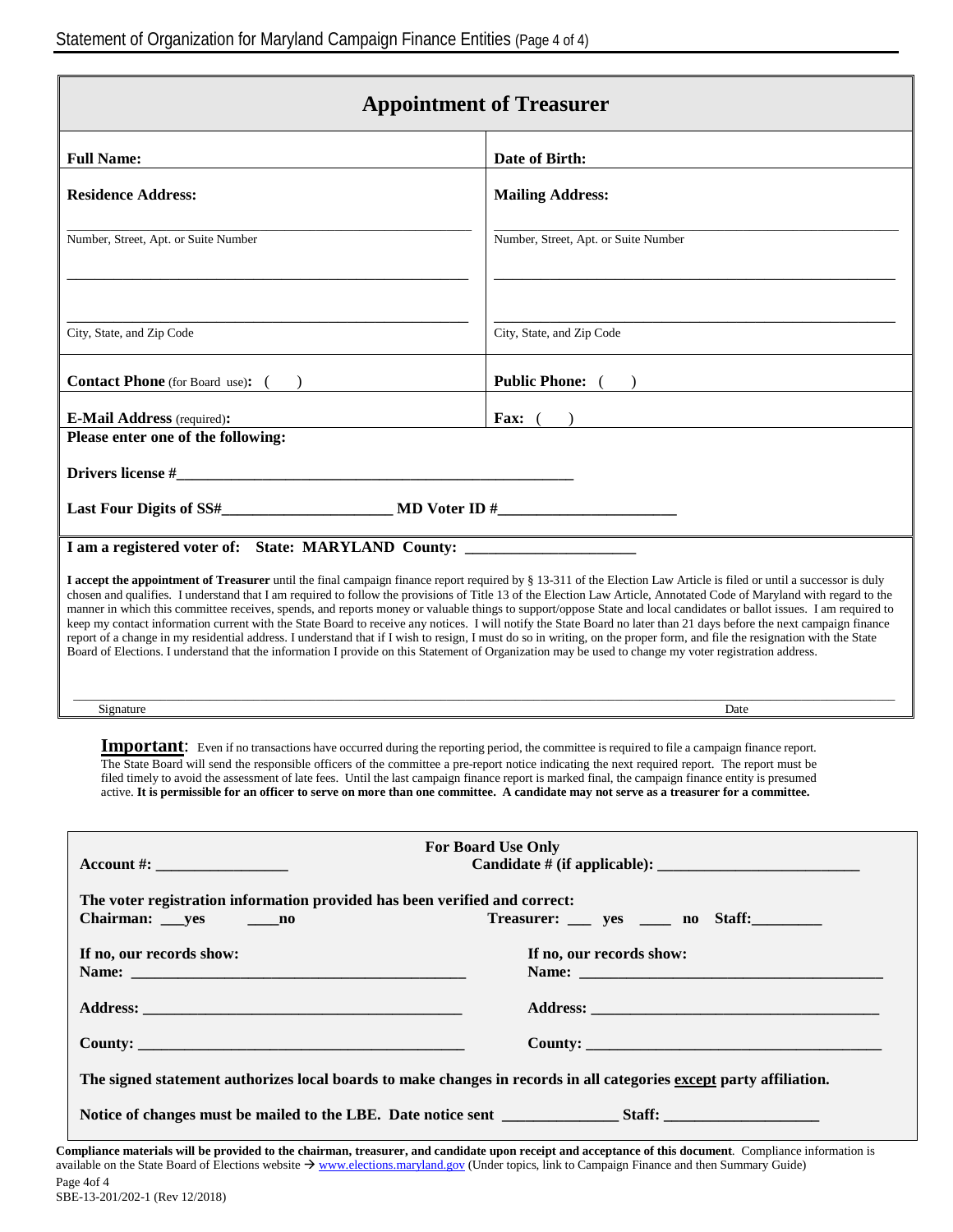## Appointment of Treasurer

| | |
|---|---|
| **Full Name:** | **Date of Birth:** |
| **Residence Address:** | **Mailing Address:** |
| Number, Street, Apt. or Suite Number | Number, Street, Apt. or Suite Number |
| City, State, and Zip Code | City, State, and Zip Code |
| **Contact Phone** (for Board use)**:** (   ) | **Public Phone:** (   ) |
| **E-Mail Address** (required)**:** | **Fax:** (   ) |

**Please enter one of the following:**

**Drivers license #**_______________________________________________

**Last Four Digits of SS#**____________________ **MD Voter ID #**_____________________

**I am a registered voter of: State: MARYLAND County:** ____________________

**I accept the appointment of Treasurer** until the final campaign finance report required by § 13-311 of the Election Law Article is filed or until a successor is duly chosen and qualifies. I understand that I am required to follow the provisions of Title 13 of the Election Law Article, Annotated Code of Maryland with regard to the manner in which this committee receives, spends, and reports money or valuable things to support/oppose State and local candidates or ballot issues. I am required to keep my contact information current with the State Board to receive any notices. I will notify the State Board no later than 21 days before the next campaign finance report of a change in my residential address. I understand that if I wish to resign, I must do so in writing, on the proper form, and file the resignation with the State Board of Elections. I understand that the information I provide on this Statement of Organization may be used to change my voter registration address.

Signature ______________________________ Date ______________

**Important**: Even if no transactions have occurred during the reporting period, the committee is required to file a campaign finance report. The State Board will send the responsible officers of the committee a pre-report notice indicating the next required report. The report must be filed timely to avoid the assessment of late fees. Until the last campaign finance report is marked final, the campaign finance entity is presumed active. **It is permissible for an officer to serve on more than one committee. A candidate may not serve as a treasurer for a committee.**

**For Board Use Only**

**Account #:** ________________ **Candidate # (if applicable):** _________________________

**The voter registration information provided has been verified and correct:**

**Chairman:** ___**yes** ____**no** **Treasurer:** ___ **yes** ____ **no** **Staff:**________

| | |
|---|---|
| **If no, our records show:** | **If no, our records show:** |
| **Name:** ___________________________ | **Name:** ___________________________ |
| **Address:** ___________________________ | **Address:** ___________________________ |
| **County:** ___________________________ | **County:** ___________________________ |

**The signed statement authorizes local boards to make changes in records in all categories <u>except</u> party affiliation.**

**Notice of changes must be mailed to the LBE. Date notice sent** ______________ **Staff:** ___________________

**Compliance materials will be provided to the chairman, treasurer, and candidate upon receipt and acceptance of this document**. Compliance information is available on the State Board of Elections website → www.elections.maryland.gov (Under topics, link to Campaign Finance and then Summary Guide)

SBE-13-201/202-1 (Rev 12/2018)